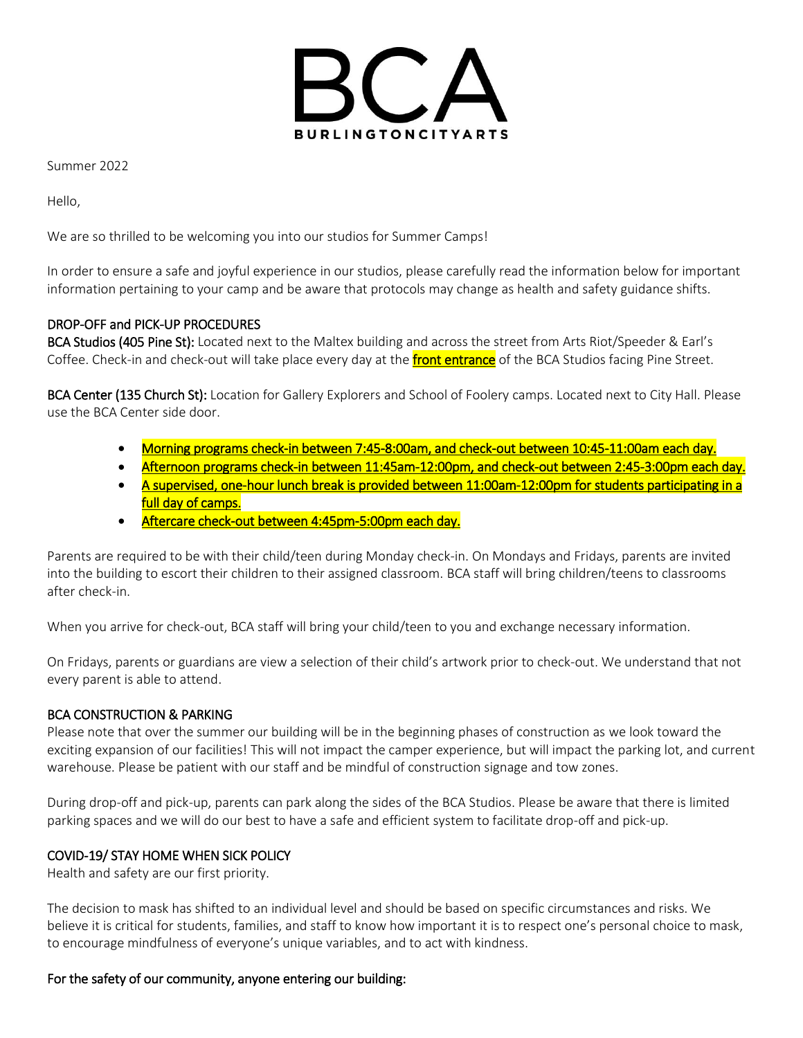# BCA

BURLINGTONCITYARTS

Summer 2022

Hello,

We are so thrilled to be welcoming you into our studios for Summer Camps!

In order to ensure a safe and joyful experience in our studios, please carefully read the information below for important information pertaining to your camp and be aware that protocols may change as health and safety guidance shifts.

## DROP-OFF and PICK-UP PROCEDURES

**BCA Studios (405 Pine St):** Located next to the Maltex building and across the street from Arts Riot/Speeder & Earl's Coffee. Check-in and check-out will take place every day at the **front entrance** of the BCA Studios facing Pine Street.

**BCA Center (135 Church St):** Location for Gallery Explorers and School of Foolery camps. Located next to City Hall. Please use the BCA Center side door.

- Morning programs check-in between 7:45-8:00am, and check-out between 10:45-11:00am each day.
- Afternoon programs check-in between 11:45am-12:00pm, and check-out between 2:45-3:00pm each day.
- A supervised, one-hour lunch break is provided between 11:00am-12:00pm for students participating in a full day of camps.
- Aftercare check-out between 4:45pm-5:00pm each day.

Parents are required to be with their child/teen during Monday check-in. On Mondays and Fridays, parents are invited into the building to escort their children to their assigned classroom. BCA staff will bring children/teens to classrooms after check-in.

When you arrive for check-out, BCA staff will bring your child/teen to you and exchange necessary information.

On Fridays, parents or guardians are view a selection of their child's artwork prior to check-out. We understand that not every parent is able to attend.

## BCA CONSTRUCTION & PARKING

Please note that over the summer our building will be in the beginning phases of construction as we look toward the exciting expansion of our facilities! This will not impact the camper experience, but will impact the parking lot, and current warehouse. Please be patient with our staff and be mindful of construction signage and tow zones.

During drop-off and pick-up, parents can park along the sides of the BCA Studios. Please be aware that there is limited parking spaces and we will do our best to have a safe and efficient system to facilitate drop-off and pick-up.

## COVID-19/ STAY HOME WHEN SICK POLICY

Health and safety are our first priority.

The decision to mask has shifted to an individual level and should be based on specific circumstances and risks. We believe it is critical for students, families, and staff to know how important it is to respect one's personal choice to mask, to encourage mindfulness of everyone's unique variables, and to act with kindness.

**For the safety of our community, anyone entering our building:**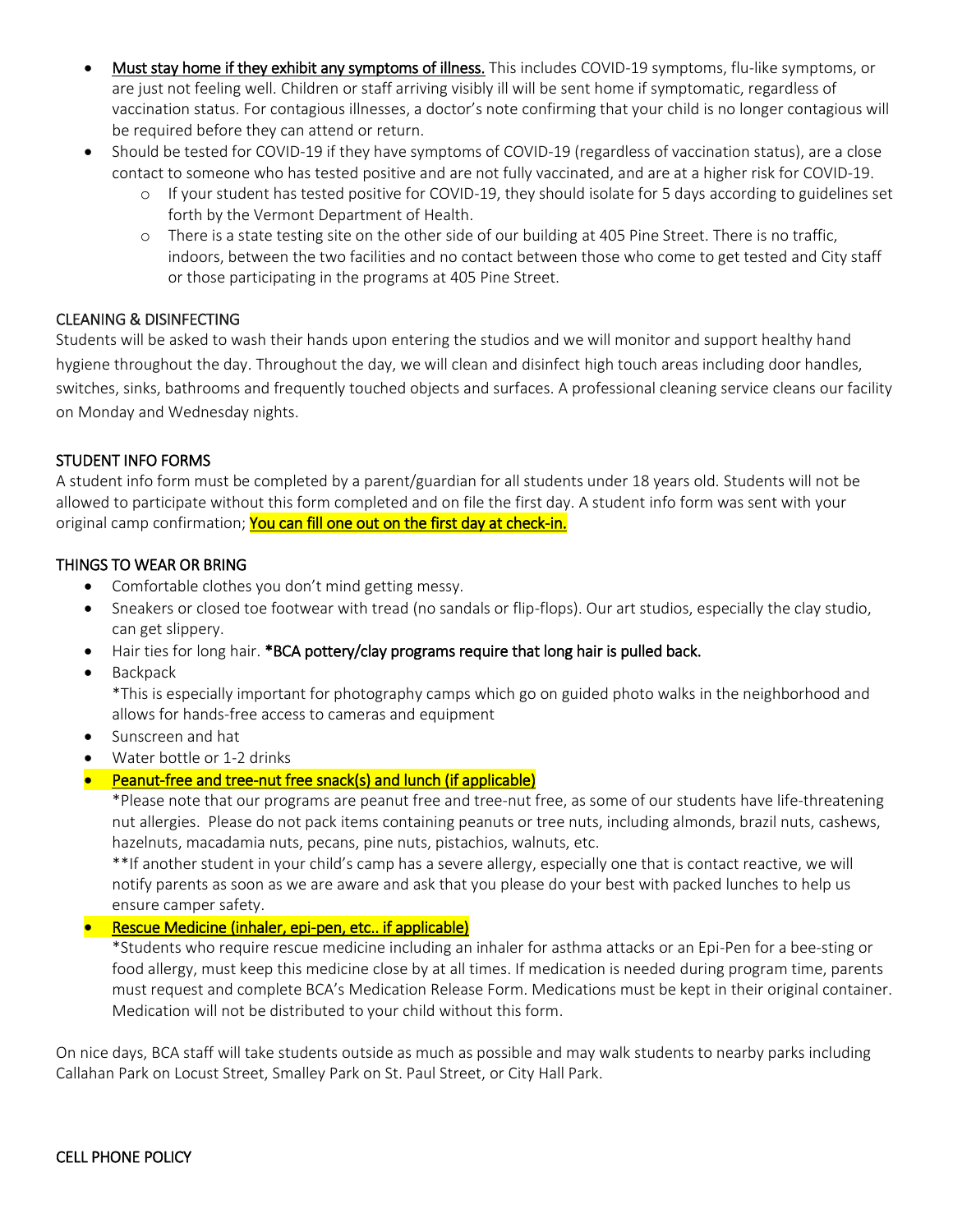- Must stay home if they exhibit any symptoms of illness. This includes COVID-19 symptoms, flu-like symptoms, or are just not feeling well. Children or staff arriving visibly ill will be sent home if symptomatic, regardless of vaccination status. For contagious illnesses, a doctor's note confirming that your child is no longer contagious will be required before they can attend or return.
- Should be tested for COVID-19 if they have symptoms of COVID-19 (regardless of vaccination status), are a close contact to someone who has tested positive and are not fully vaccinated, and are at a higher risk for COVID-19.
    - If your student has tested positive for COVID-19, they should isolate for 5 days according to guidelines set forth by the Vermont Department of Health.
    - There is a state testing site on the other side of our building at 405 Pine Street. There is no traffic, indoors, between the two facilities and no contact between those who come to get tested and City staff or those participating in the programs at 405 Pine Street.

## CLEANING & DISINFECTING

Students will be asked to wash their hands upon entering the studios and we will monitor and support healthy hand hygiene throughout the day. Throughout the day, we will clean and disinfect high touch areas including door handles, switches, sinks, bathrooms and frequently touched objects and surfaces. A professional cleaning service cleans our facility on Monday and Wednesday nights.

## STUDENT INFO FORMS

A student info form must be completed by a parent/guardian for all students under 18 years old. Students will not be allowed to participate without this form completed and on file the first day. A student info form was sent with your original camp confirmation; **You can fill one out on the first day at check-in.**

## THINGS TO WEAR OR BRING

- Comfortable clothes you don't mind getting messy.
- Sneakers or closed toe footwear with tread (no sandals or flip-flops). Our art studios, especially the clay studio, can get slippery.
- Hair ties for long hair. ***BCA pottery/clay programs require that long hair is pulled back.**
- Backpack
  *This is especially important for photography camps which go on guided photo walks in the neighborhood and allows for hands-free access to cameras and equipment
- Sunscreen and hat
- Water bottle or 1-2 drinks
- **Peanut-free and tree-nut free snack(s) and lunch (if applicable)**
  *Please note that our programs are peanut free and tree-nut free, as some of our students have life-threatening nut allergies. Please do not pack items containing peanuts or tree nuts, including almonds, brazil nuts, cashews, hazelnuts, macadamia nuts, pecans, pine nuts, pistachios, walnuts, etc.
  **If another student in your child's camp has a severe allergy, especially one that is contact reactive, we will notify parents as soon as we are aware and ask that you please do your best with packed lunches to help us ensure camper safety.
- **Rescue Medicine (inhaler, epi-pen, etc.. if applicable)**
  *Students who require rescue medicine including an inhaler for asthma attacks or an Epi-Pen for a bee-sting or food allergy, must keep this medicine close by at all times. If medication is needed during program time, parents must request and complete BCA's Medication Release Form. Medications must be kept in their original container. Medication will not be distributed to your child without this form.

On nice days, BCA staff will take students outside as much as possible and may walk students to nearby parks including Callahan Park on Locust Street, Smalley Park on St. Paul Street, or City Hall Park.

## CELL PHONE POLICY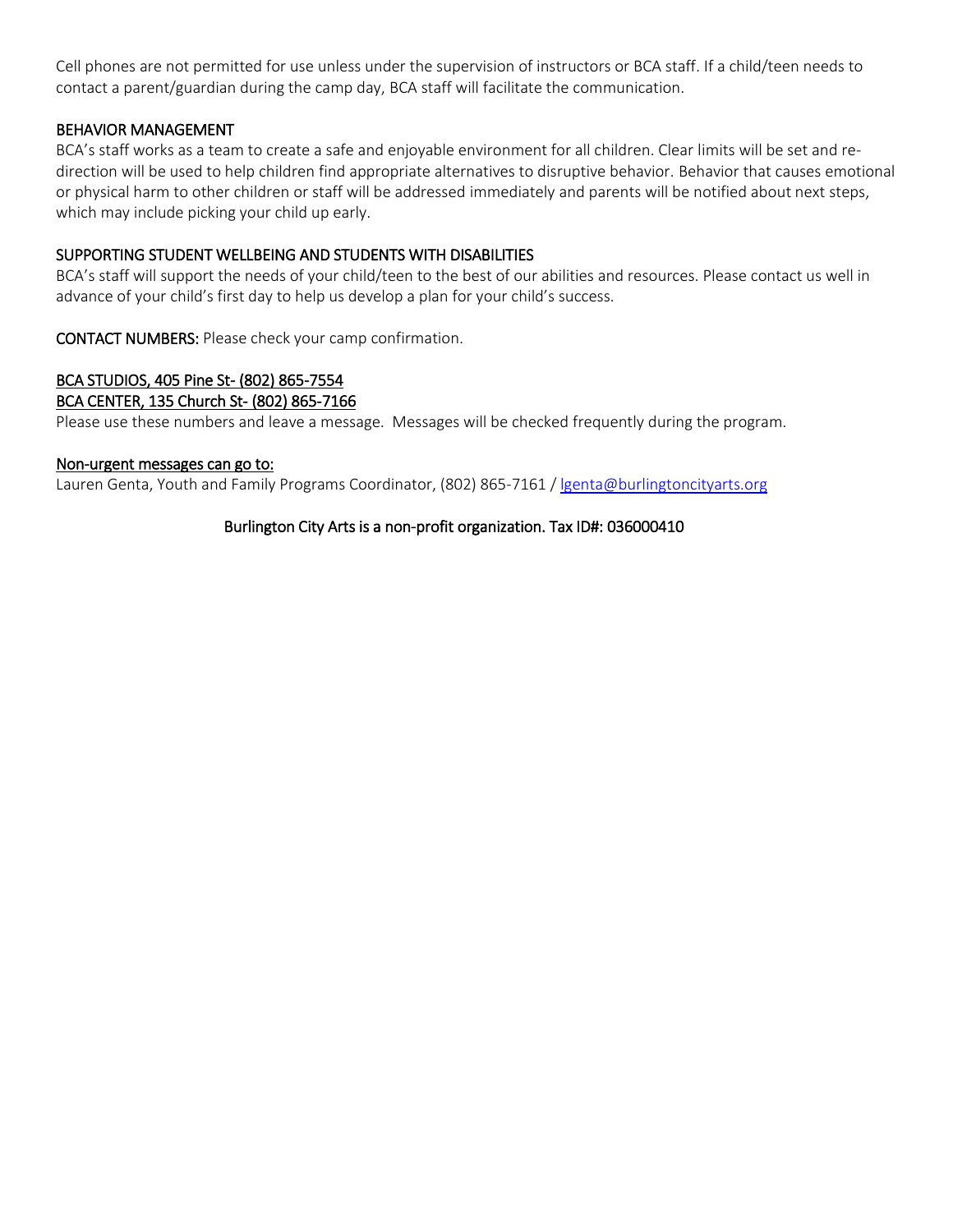Cell phones are not permitted for use unless under the supervision of instructors or BCA staff. If a child/teen needs to contact a parent/guardian during the camp day, BCA staff will facilitate the communication.

## BEHAVIOR MANAGEMENT

BCA's staff works as a team to create a safe and enjoyable environment for all children. Clear limits will be set and re-direction will be used to help children find appropriate alternatives to disruptive behavior. Behavior that causes emotional or physical harm to other children or staff will be addressed immediately and parents will be notified about next steps, which may include picking your child up early.

## SUPPORTING STUDENT WELLBEING AND STUDENTS WITH DISABILITIES

BCA's staff will support the needs of your child/teen to the best of our abilities and resources. Please contact us well in advance of your child's first day to help us develop a plan for your child's success.

**CONTACT NUMBERS:** Please check your camp confirmation.

BCA STUDIOS, 405 Pine St- (802) 865-7554
BCA CENTER, 135 Church St- (802) 865-7166
Please use these numbers and leave a message. Messages will be checked frequently during the program.

Non-urgent messages can go to:
Lauren Genta, Youth and Family Programs Coordinator, (802) 865-7161 / lgenta@burlingtoncityarts.org

Burlington City Arts is a non-profit organization. Tax ID#: 036000410